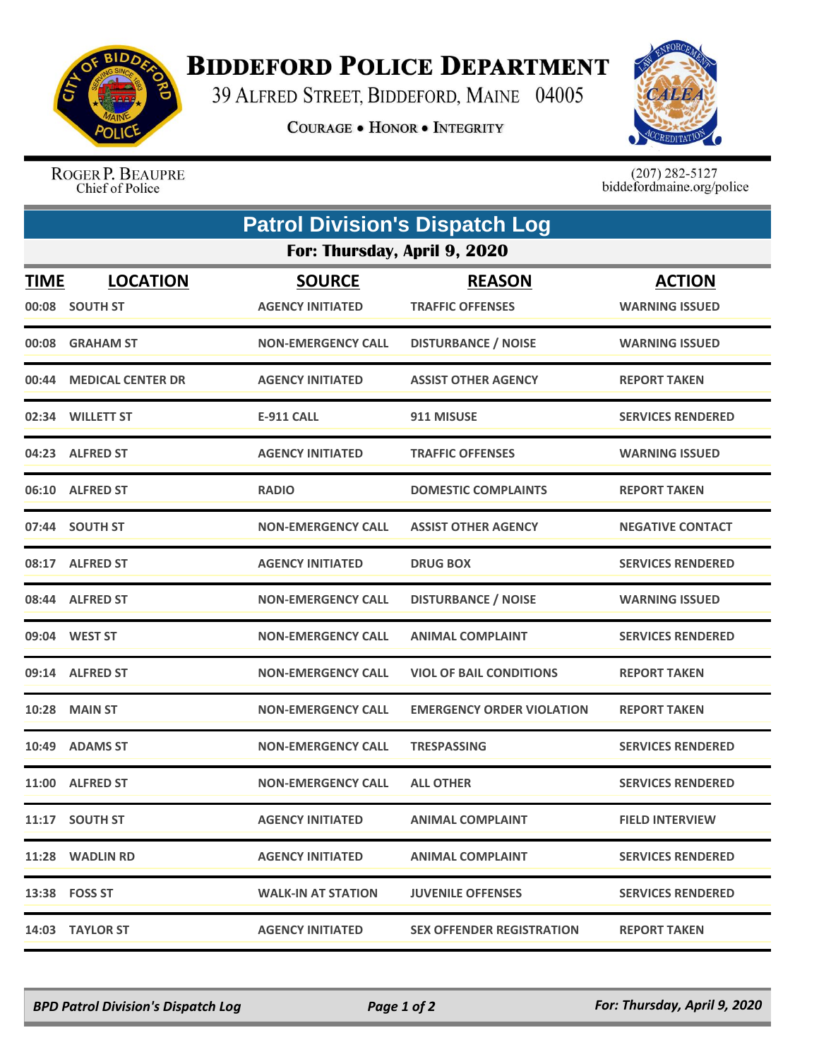# Biddeford Police Department

39 Alfred Street, Biddeford, Maine 04005

Courage • Honor • Integrity

Roger P. Beaupre
Chief of Police

(207) 282-5127
biddefordmaine.org/police

## Patrol Division's Dispatch Log

### For: Thursday, April 9, 2020

| TIME | LOCATION | SOURCE | REASON | ACTION |
|---|---|---|---|---|
| 00:08 | SOUTH ST | AGENCY INITIATED | TRAFFIC OFFENSES | WARNING ISSUED |
| 00:08 | GRAHAM ST | NON-EMERGENCY CALL | DISTURBANCE / NOISE | WARNING ISSUED |
| 00:44 | MEDICAL CENTER DR | AGENCY INITIATED | ASSIST OTHER AGENCY | REPORT TAKEN |
| 02:34 | WILLETT ST | E-911 CALL | 911 MISUSE | SERVICES RENDERED |
| 04:23 | ALFRED ST | AGENCY INITIATED | TRAFFIC OFFENSES | WARNING ISSUED |
| 06:10 | ALFRED ST | RADIO | DOMESTIC COMPLAINTS | REPORT TAKEN |
| 07:44 | SOUTH ST | NON-EMERGENCY CALL | ASSIST OTHER AGENCY | NEGATIVE CONTACT |
| 08:17 | ALFRED ST | AGENCY INITIATED | DRUG BOX | SERVICES RENDERED |
| 08:44 | ALFRED ST | NON-EMERGENCY CALL | DISTURBANCE / NOISE | WARNING ISSUED |
| 09:04 | WEST ST | NON-EMERGENCY CALL | ANIMAL COMPLAINT | SERVICES RENDERED |
| 09:14 | ALFRED ST | NON-EMERGENCY CALL | VIOL OF BAIL CONDITIONS | REPORT TAKEN |
| 10:28 | MAIN ST | NON-EMERGENCY CALL | EMERGENCY ORDER VIOLATION | REPORT TAKEN |
| 10:49 | ADAMS ST | NON-EMERGENCY CALL | TRESPASSING | SERVICES RENDERED |
| 11:00 | ALFRED ST | NON-EMERGENCY CALL | ALL OTHER | SERVICES RENDERED |
| 11:17 | SOUTH ST | AGENCY INITIATED | ANIMAL COMPLAINT | FIELD INTERVIEW |
| 11:28 | WADLIN RD | AGENCY INITIATED | ANIMAL COMPLAINT | SERVICES RENDERED |
| 13:38 | FOSS ST | WALK-IN AT STATION | JUVENILE OFFENSES | SERVICES RENDERED |
| 14:03 | TAYLOR ST | AGENCY INITIATED | SEX OFFENDER REGISTRATION | REPORT TAKEN |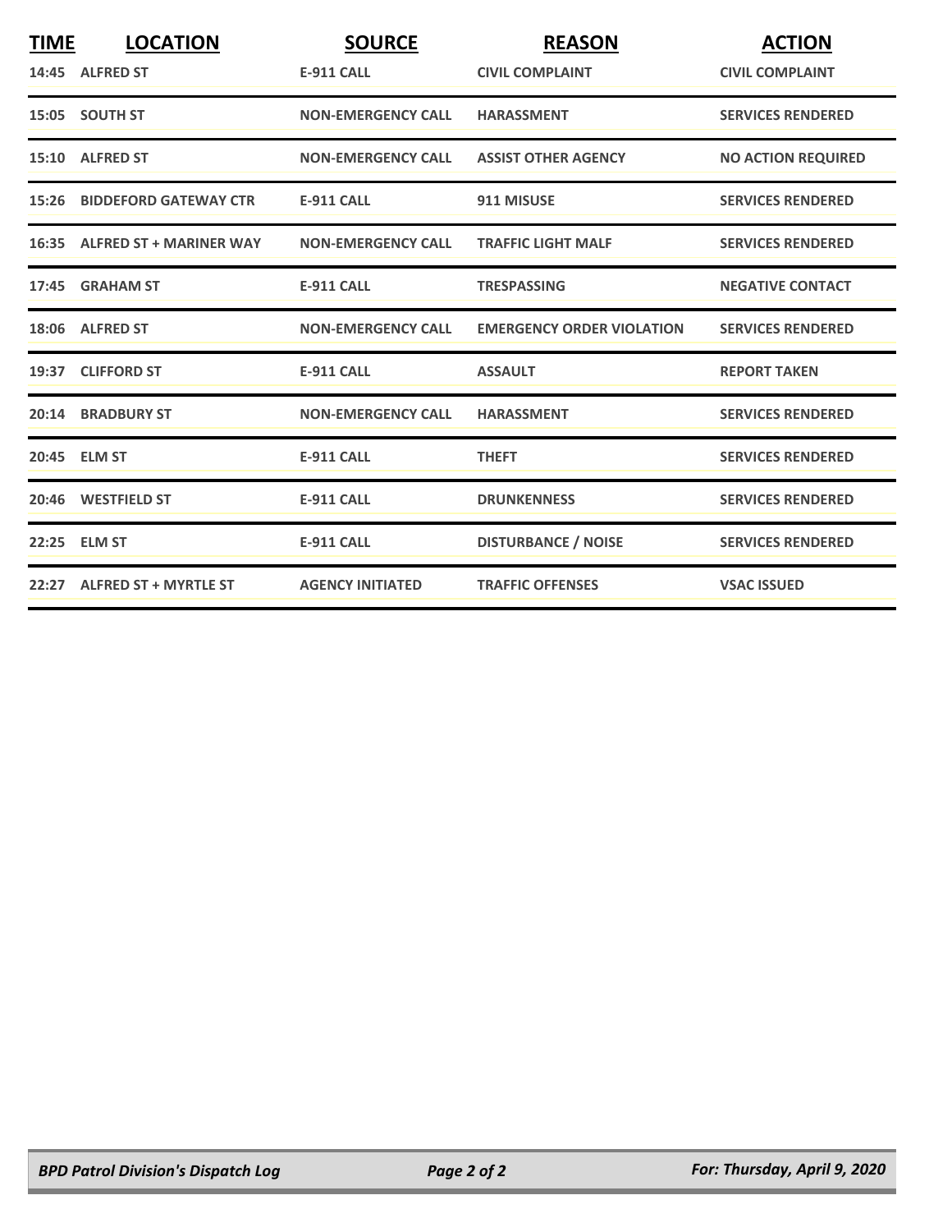| TIME | LOCATION | SOURCE | REASON | ACTION |
|---|---|---|---|---|
| 14:45 | ALFRED ST | E-911 CALL | CIVIL COMPLAINT | CIVIL COMPLAINT |
| 15:05 | SOUTH ST | NON-EMERGENCY CALL | HARASSMENT | SERVICES RENDERED |
| 15:10 | ALFRED ST | NON-EMERGENCY CALL | ASSIST OTHER AGENCY | NO ACTION REQUIRED |
| 15:26 | BIDDEFORD GATEWAY CTR | E-911 CALL | 911 MISUSE | SERVICES RENDERED |
| 16:35 | ALFRED ST + MARINER WAY | NON-EMERGENCY CALL | TRAFFIC LIGHT MALF | SERVICES RENDERED |
| 17:45 | GRAHAM ST | E-911 CALL | TRESPASSING | NEGATIVE CONTACT |
| 18:06 | ALFRED ST | NON-EMERGENCY CALL | EMERGENCY ORDER VIOLATION | SERVICES RENDERED |
| 19:37 | CLIFFORD ST | E-911 CALL | ASSAULT | REPORT TAKEN |
| 20:14 | BRADBURY ST | NON-EMERGENCY CALL | HARASSMENT | SERVICES RENDERED |
| 20:45 | ELM ST | E-911 CALL | THEFT | SERVICES RENDERED |
| 20:46 | WESTFIELD ST | E-911 CALL | DRUNKENNESS | SERVICES RENDERED |
| 22:25 | ELM ST | E-911 CALL | DISTURBANCE / NOISE | SERVICES RENDERED |
| 22:27 | ALFRED ST + MYRTLE ST | AGENCY INITIATED | TRAFFIC OFFENSES | VSAC ISSUED |